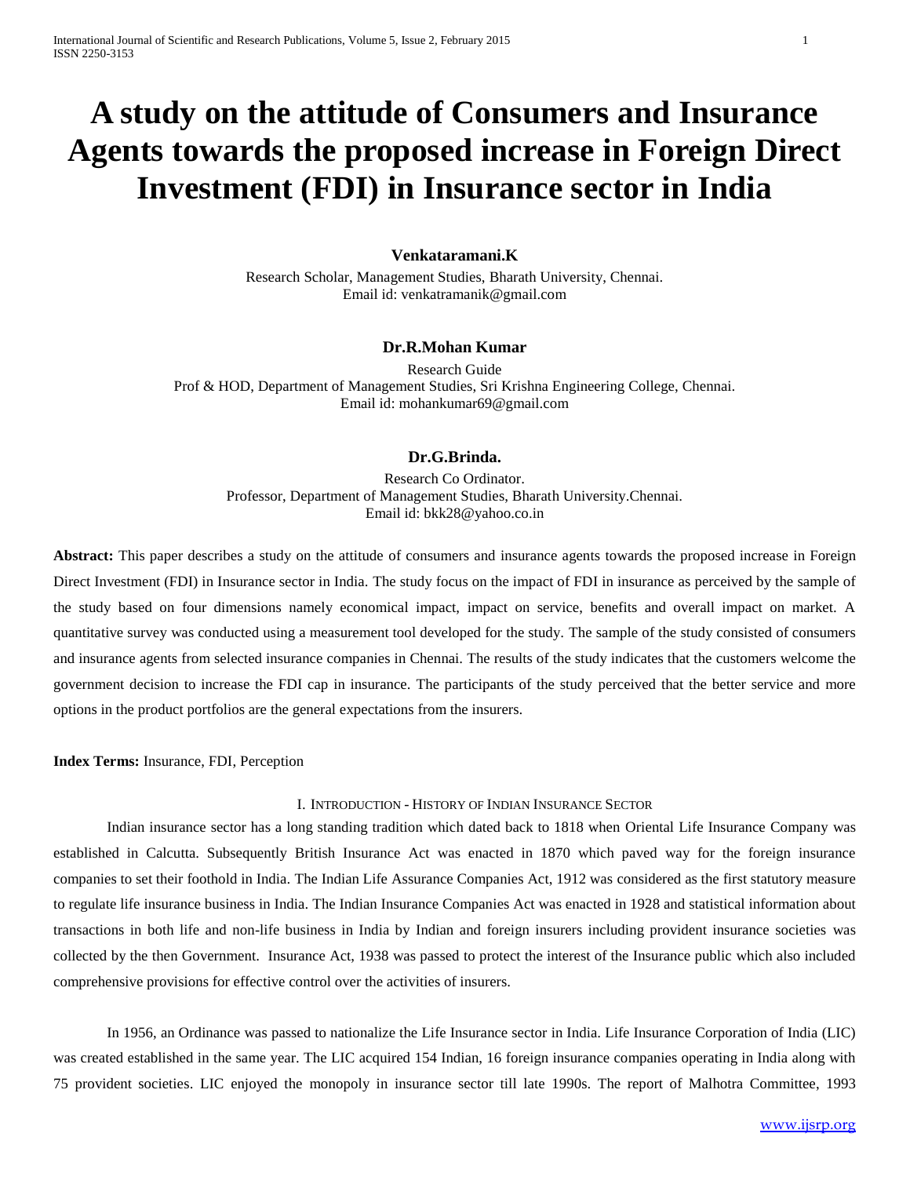# A study on the attitude of Consumers and Insurance Agents towards the proposed increase in Foreign Direct Investment (FDI) in Insurance sector in India

**Venkataramani.K**

Research Scholar, Management Studies, Bharath University, Chennai.
Email id: venkatramanik@gmail.com

**Dr.R.Mohan Kumar**

Research Guide
Prof & HOD, Department of Management Studies, Sri Krishna Engineering College, Chennai.
Email id: mohankumar69@gmail.com

**Dr.G.Brinda.**

Research Co Ordinator.
Professor, Department of Management Studies, Bharath University.Chennai.
Email id: bkk28@yahoo.co.in

**Abstract:** This paper describes a study on the attitude of consumers and insurance agents towards the proposed increase in Foreign Direct Investment (FDI) in Insurance sector in India. The study focus on the impact of FDI in insurance as perceived by the sample of the study based on four dimensions namely economical impact, impact on service, benefits and overall impact on market. A quantitative survey was conducted using a measurement tool developed for the study. The sample of the study consisted of consumers and insurance agents from selected insurance companies in Chennai. The results of the study indicates that the customers welcome the government decision to increase the FDI cap in insurance. The participants of the study perceived that the better service and more options in the product portfolios are the general expectations from the insurers.

**Index Terms:** Insurance, FDI, Perception

## I. Introduction - History of Indian Insurance Sector

Indian insurance sector has a long standing tradition which dated back to 1818 when Oriental Life Insurance Company was established in Calcutta. Subsequently British Insurance Act was enacted in 1870 which paved way for the foreign insurance companies to set their foothold in India. The Indian Life Assurance Companies Act, 1912 was considered as the first statutory measure to regulate life insurance business in India. The Indian Insurance Companies Act was enacted in 1928 and statistical information about transactions in both life and non-life business in India by Indian and foreign insurers including provident insurance societies was collected by the then Government. Insurance Act, 1938 was passed to protect the interest of the Insurance public which also included comprehensive provisions for effective control over the activities of insurers.

In 1956, an Ordinance was passed to nationalize the Life Insurance sector in India. Life Insurance Corporation of India (LIC) was created established in the same year. The LIC acquired 154 Indian, 16 foreign insurance companies operating in India along with 75 provident societies. LIC enjoyed the monopoly in insurance sector till late 1990s. The report of Malhotra Committee, 1993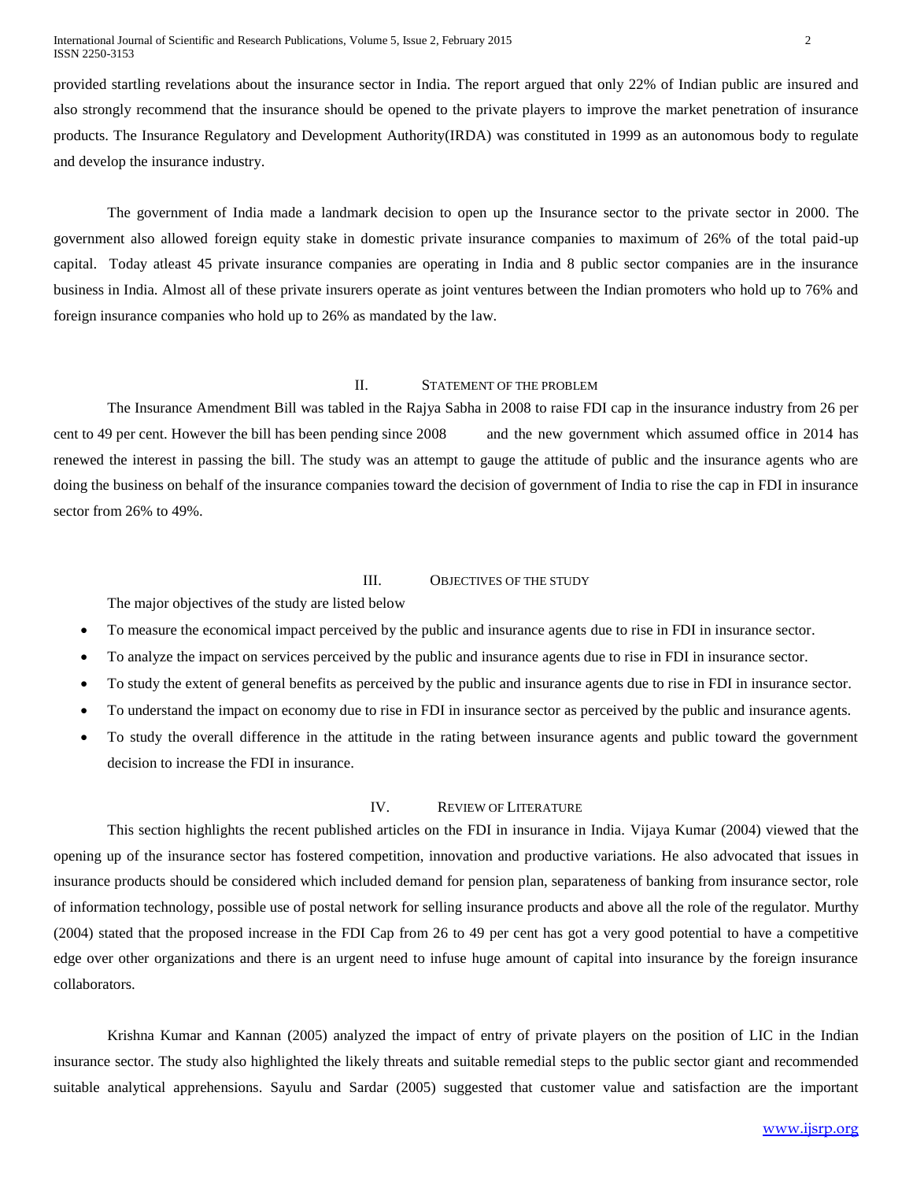provided startling revelations about the insurance sector in India. The report argued that only 22% of Indian public are insured and also strongly recommend that the insurance should be opened to the private players to improve the market penetration of insurance products. The Insurance Regulatory and Development Authority(IRDA) was constituted in 1999 as an autonomous body to regulate and develop the insurance industry.

The government of India made a landmark decision to open up the Insurance sector to the private sector in 2000. The government also allowed foreign equity stake in domestic private insurance companies to maximum of 26% of the total paid-up capital. Today atleast 45 private insurance companies are operating in India and 8 public sector companies are in the insurance business in India. Almost all of these private insurers operate as joint ventures between the Indian promoters who hold up to 76% and foreign insurance companies who hold up to 26% as mandated by the law.

## II. Statement of the Problem

The Insurance Amendment Bill was tabled in the Rajya Sabha in 2008 to raise FDI cap in the insurance industry from 26 per cent to 49 per cent. However the bill has been pending since 2008 and the new government which assumed office in 2014 has renewed the interest in passing the bill. The study was an attempt to gauge the attitude of public and the insurance agents who are doing the business on behalf of the insurance companies toward the decision of government of India to rise the cap in FDI in insurance sector from 26% to 49%.

## III. Objectives of the Study

The major objectives of the study are listed below

- To measure the economical impact perceived by the public and insurance agents due to rise in FDI in insurance sector.
- To analyze the impact on services perceived by the public and insurance agents due to rise in FDI in insurance sector.
- To study the extent of general benefits as perceived by the public and insurance agents due to rise in FDI in insurance sector.
- To understand the impact on economy due to rise in FDI in insurance sector as perceived by the public and insurance agents.
- To study the overall difference in the attitude in the rating between insurance agents and public toward the government decision to increase the FDI in insurance.

## IV. Review of Literature

This section highlights the recent published articles on the FDI in insurance in India. Vijaya Kumar (2004) viewed that the opening up of the insurance sector has fostered competition, innovation and productive variations. He also advocated that issues in insurance products should be considered which included demand for pension plan, separateness of banking from insurance sector, role of information technology, possible use of postal network for selling insurance products and above all the role of the regulator. Murthy (2004) stated that the proposed increase in the FDI Cap from 26 to 49 per cent has got a very good potential to have a competitive edge over other organizations and there is an urgent need to infuse huge amount of capital into insurance by the foreign insurance collaborators.

Krishna Kumar and Kannan (2005) analyzed the impact of entry of private players on the position of LIC in the Indian insurance sector. The study also highlighted the likely threats and suitable remedial steps to the public sector giant and recommended suitable analytical apprehensions. Sayulu and Sardar (2005) suggested that customer value and satisfaction are the important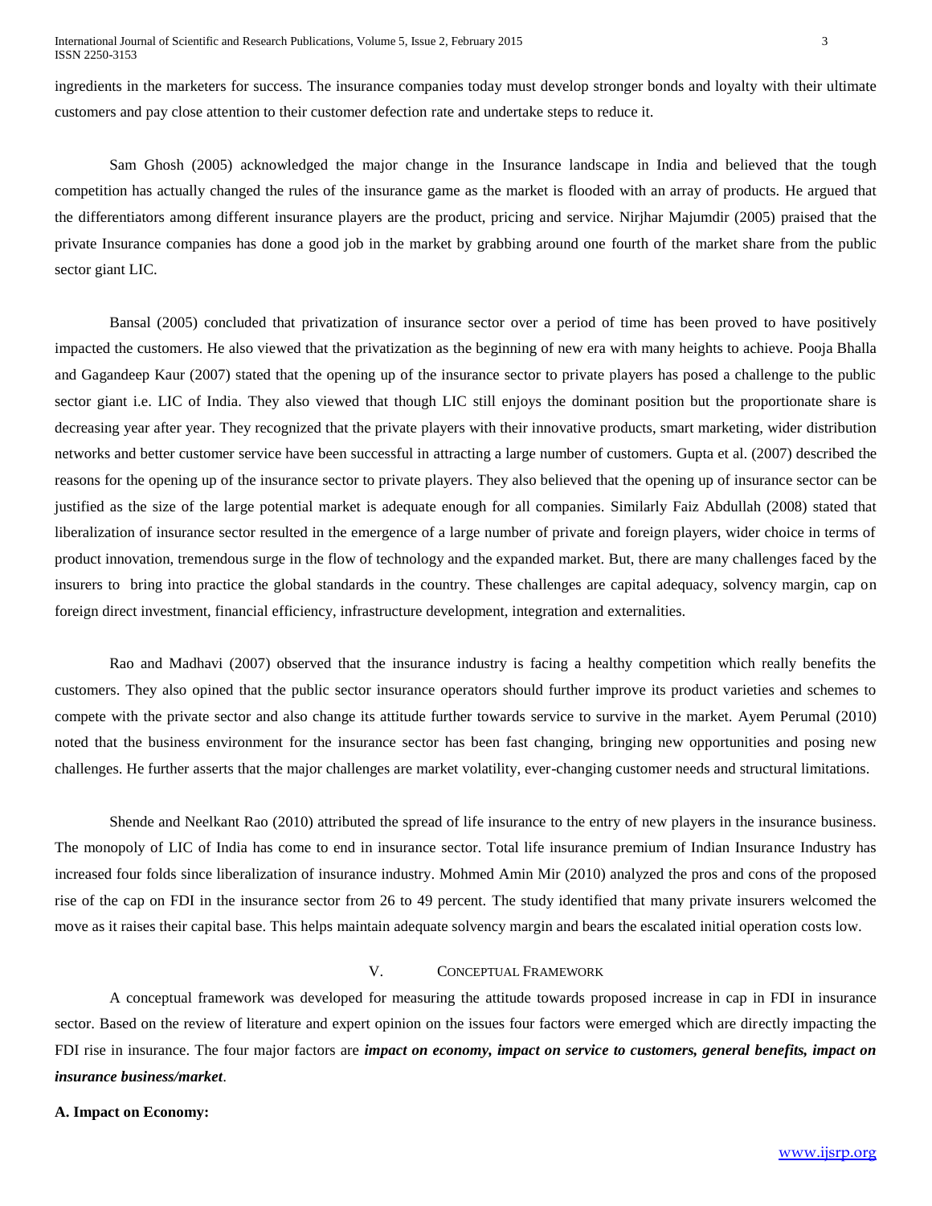ingredients in the marketers for success. The insurance companies today must develop stronger bonds and loyalty with their ultimate customers and pay close attention to their customer defection rate and undertake steps to reduce it.

Sam Ghosh (2005) acknowledged the major change in the Insurance landscape in India and believed that the tough competition has actually changed the rules of the insurance game as the market is flooded with an array of products. He argued that the differentiators among different insurance players are the product, pricing and service. Nirjhar Majumdir (2005) praised that the private Insurance companies has done a good job in the market by grabbing around one fourth of the market share from the public sector giant LIC.

Bansal (2005) concluded that privatization of insurance sector over a period of time has been proved to have positively impacted the customers. He also viewed that the privatization as the beginning of new era with many heights to achieve. Pooja Bhalla and Gagandeep Kaur (2007) stated that the opening up of the insurance sector to private players has posed a challenge to the public sector giant i.e. LIC of India. They also viewed that though LIC still enjoys the dominant position but the proportionate share is decreasing year after year. They recognized that the private players with their innovative products, smart marketing, wider distribution networks and better customer service have been successful in attracting a large number of customers. Gupta et al. (2007) described the reasons for the opening up of the insurance sector to private players. They also believed that the opening up of insurance sector can be justified as the size of the large potential market is adequate enough for all companies. Similarly Faiz Abdullah (2008) stated that liberalization of insurance sector resulted in the emergence of a large number of private and foreign players, wider choice in terms of product innovation, tremendous surge in the flow of technology and the expanded market. But, there are many challenges faced by the insurers to bring into practice the global standards in the country. These challenges are capital adequacy, solvency margin, cap on foreign direct investment, financial efficiency, infrastructure development, integration and externalities.

Rao and Madhavi (2007) observed that the insurance industry is facing a healthy competition which really benefits the customers. They also opined that the public sector insurance operators should further improve its product varieties and schemes to compete with the private sector and also change its attitude further towards service to survive in the market. Ayem Perumal (2010) noted that the business environment for the insurance sector has been fast changing, bringing new opportunities and posing new challenges. He further asserts that the major challenges are market volatility, ever-changing customer needs and structural limitations.

Shende and Neelkant Rao (2010) attributed the spread of life insurance to the entry of new players in the insurance business. The monopoly of LIC of India has come to end in insurance sector. Total life insurance premium of Indian Insurance Industry has increased four folds since liberalization of insurance industry. Mohmed Amin Mir (2010) analyzed the pros and cons of the proposed rise of the cap on FDI in the insurance sector from 26 to 49 percent. The study identified that many private insurers welcomed the move as it raises their capital base. This helps maintain adequate solvency margin and bears the escalated initial operation costs low.

## V. Conceptual Framework

A conceptual framework was developed for measuring the attitude towards proposed increase in cap in FDI in insurance sector. Based on the review of literature and expert opinion on the issues four factors were emerged which are directly impacting the FDI rise in insurance. The four major factors are ***impact on economy, impact on service to customers, general benefits, impact on insurance business/market***.

### A. Impact on Economy: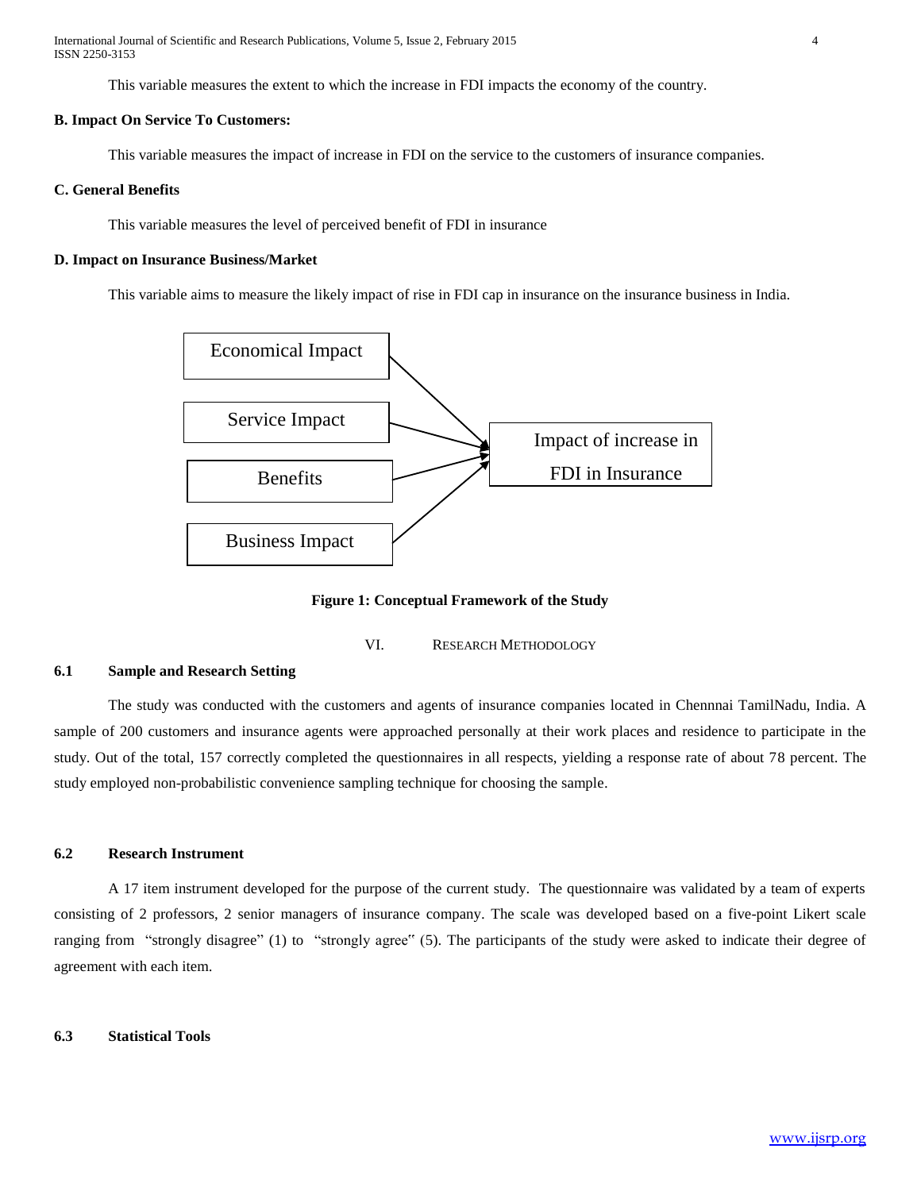This variable measures the extent to which the increase in FDI impacts the economy of the country.

### B. Impact On Service To Customers:

This variable measures the impact of increase in FDI on the service to the customers of insurance companies.

### C. General Benefits

This variable measures the level of perceived benefit of FDI in insurance

### D. Impact on Insurance Business/Market

This variable aims to measure the likely impact of rise in FDI cap in insurance on the insurance business in India.

Economical Impact

Service Impact

Benefits

Business Impact

Impact of increase in FDI in Insurance

**Figure 1: Conceptual Framework of the Study**

## VI. Research Methodology

### 6.1 Sample and Research Setting

The study was conducted with the customers and agents of insurance companies located in Chennnai TamilNadu, India. A sample of 200 customers and insurance agents were approached personally at their work places and residence to participate in the study. Out of the total, 157 correctly completed the questionnaires in all respects, yielding a response rate of about 78 percent. The study employed non-probabilistic convenience sampling technique for choosing the sample.

### 6.2 Research Instrument

A 17 item instrument developed for the purpose of the current study. The questionnaire was validated by a team of experts consisting of 2 professors, 2 senior managers of insurance company. The scale was developed based on a five-point Likert scale ranging from "strongly disagree" (1) to "strongly agree" (5). The participants of the study were asked to indicate their degree of agreement with each item.

### 6.3 Statistical Tools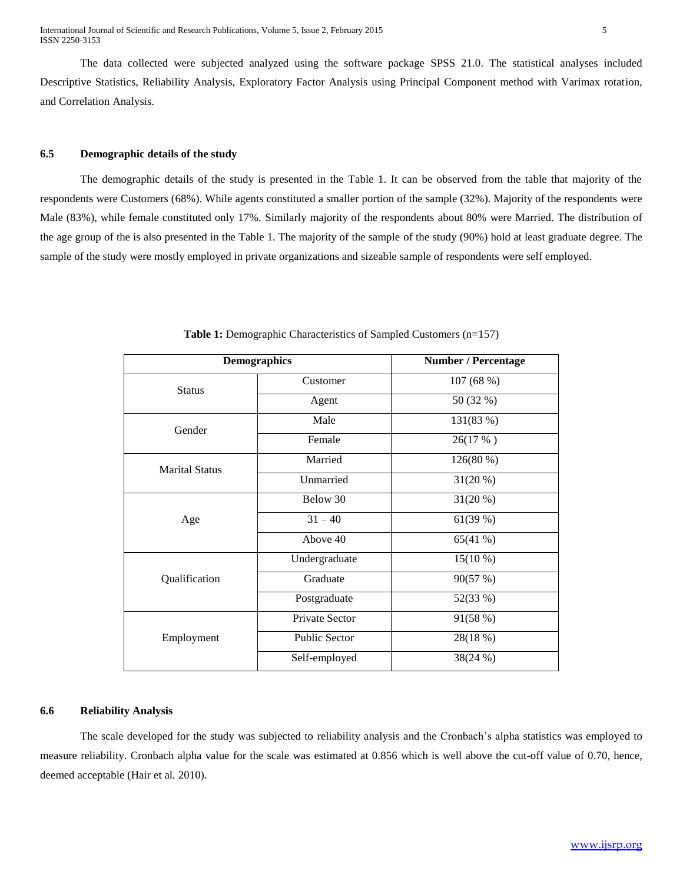The data collected were subjected analyzed using the software package SPSS 21.0. The statistical analyses included Descriptive Statistics, Reliability Analysis, Exploratory Factor Analysis using Principal Component method with Varimax rotation, and Correlation Analysis.

### 6.5 Demographic details of the study

The demographic details of the study is presented in the Table 1. It can be observed from the table that majority of the respondents were Customers (68%). While agents constituted a smaller portion of the sample (32%). Majority of the respondents were Male (83%), while female constituted only 17%. Similarly majority of the respondents about 80% were Married. The distribution of the age group of the is also presented in the Table 1. The majority of the sample of the study (90%) hold at least graduate degree. The sample of the study were mostly employed in private organizations and sizeable sample of respondents were self employed.

**Table 1:** Demographic Characteristics of Sampled Customers (n=157)

| Demographics | | Number / Percentage |
|---|---|---|
| Status | Customer | 107 (68 %) |
| | Agent | 50 (32 %) |
| Gender | Male | 131(83 %) |
| | Female | 26(17 % ) |
| Marital Status | Married | 126(80 %) |
| | Unmarried | 31(20 %) |
| Age | Below 30 | 31(20 %) |
| | 31 – 40 | 61(39 %) |
| | Above 40 | 65(41 %) |
| Qualification | Undergraduate | 15(10 %) |
| | Graduate | 90(57 %) |
| | Postgraduate | 52(33 %) |
| Employment | Private Sector | 91(58 %) |
| | Public Sector | 28(18 %) |
| | Self-employed | 38(24 %) |

### 6.6 Reliability Analysis

The scale developed for the study was subjected to reliability analysis and the Cronbach's alpha statistics was employed to measure reliability. Cronbach alpha value for the scale was estimated at 0.856 which is well above the cut-off value of 0.70, hence, deemed acceptable (Hair et al. 2010).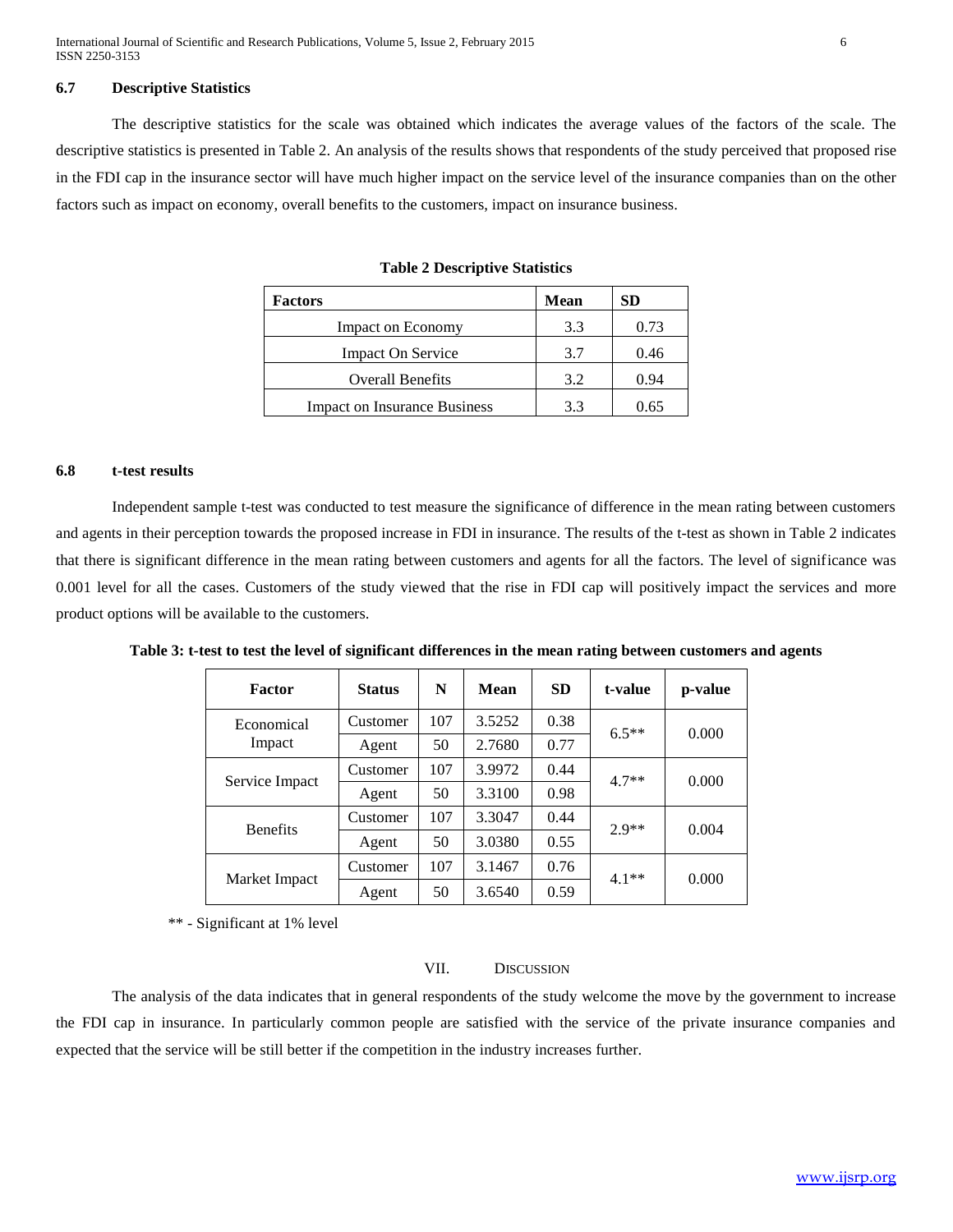### 6.7 Descriptive Statistics

The descriptive statistics for the scale was obtained which indicates the average values of the factors of the scale. The descriptive statistics is presented in Table 2. An analysis of the results shows that respondents of the study perceived that proposed rise in the FDI cap in the insurance sector will have much higher impact on the service level of the insurance companies than on the other factors such as impact on economy, overall benefits to the customers, impact on insurance business.

**Table 2 Descriptive Statistics**

| Factors | Mean | SD |
|---|---|---|
| Impact on Economy | 3.3 | 0.73 |
| Impact On Service | 3.7 | 0.46 |
| Overall Benefits | 3.2 | 0.94 |
| Impact on Insurance Business | 3.3 | 0.65 |

### 6.8 t-test results

Independent sample t-test was conducted to test measure the significance of difference in the mean rating between customers and agents in their perception towards the proposed increase in FDI in insurance. The results of the t-test as shown in Table 2 indicates that there is significant difference in the mean rating between customers and agents for all the factors. The level of significance was 0.001 level for all the cases. Customers of the study viewed that the rise in FDI cap will positively impact the services and more product options will be available to the customers.

**Table 3: t-test to test the level of significant differences in the mean rating between customers and agents**

| Factor | Status | N | Mean | SD | t-value | p-value |
|---|---|---|---|---|---|---|
| Economical Impact | Customer | 107 | 3.5252 | 0.38 | 6.5** | 0.000 |
| | Agent | 50 | 2.7680 | 0.77 | | |
| Service Impact | Customer | 107 | 3.9972 | 0.44 | 4.7** | 0.000 |
| | Agent | 50 | 3.3100 | 0.98 | | |
| Benefits | Customer | 107 | 3.3047 | 0.44 | 2.9** | 0.004 |
| | Agent | 50 | 3.0380 | 0.55 | | |
| Market Impact | Customer | 107 | 3.1467 | 0.76 | 4.1** | 0.000 |
| | Agent | 50 | 3.6540 | 0.59 | | |

** - Significant at 1% level

## VII. Discussion

The analysis of the data indicates that in general respondents of the study welcome the move by the government to increase the FDI cap in insurance. In particularly common people are satisfied with the service of the private insurance companies and expected that the service will be still better if the competition in the industry increases further.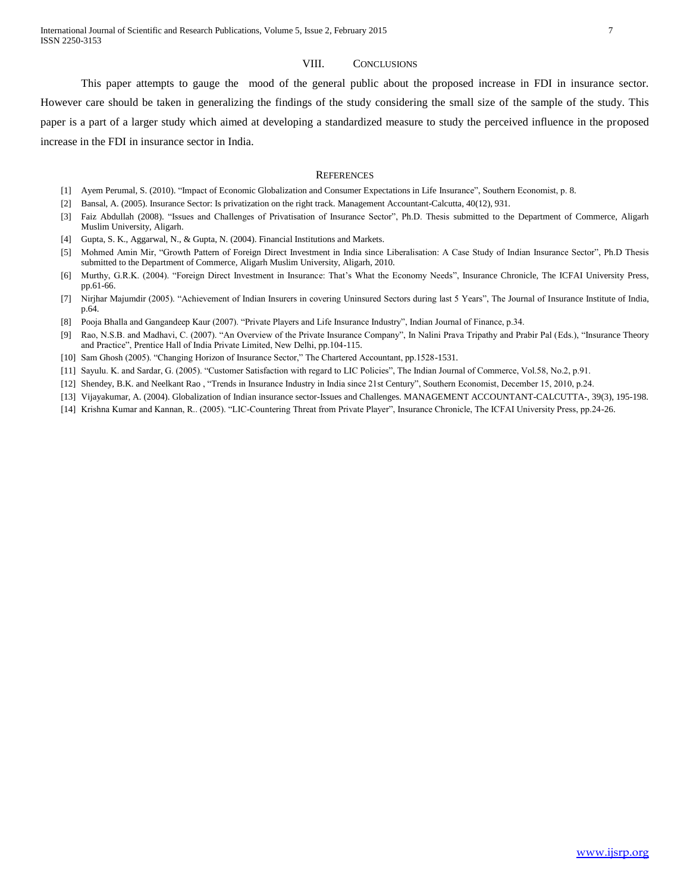## VIII. Conclusions

This paper attempts to gauge the mood of the general public about the proposed increase in FDI in insurance sector. However care should be taken in generalizing the findings of the study considering the small size of the sample of the study. This paper is a part of a larger study which aimed at developing a standardized measure to study the perceived influence in the proposed increase in the FDI in insurance sector in India.

## References

[1] Ayem Perumal, S. (2010). "Impact of Economic Globalization and Consumer Expectations in Life Insurance", Southern Economist, p. 8.

[2] Bansal, A. (2005). Insurance Sector: Is privatization on the right track. Management Accountant-Calcutta, 40(12), 931.

[3] Faiz Abdullah (2008). "Issues and Challenges of Privatisation of Insurance Sector", Ph.D. Thesis submitted to the Department of Commerce, Aligarh Muslim University, Aligarh.

[4] Gupta, S. K., Aggarwal, N., & Gupta, N. (2004). Financial Institutions and Markets.

[5] Mohmed Amin Mir, "Growth Pattern of Foreign Direct Investment in India since Liberalisation: A Case Study of Indian Insurance Sector", Ph.D Thesis submitted to the Department of Commerce, Aligarh Muslim University, Aligarh, 2010.

[6] Murthy, G.R.K. (2004). "Foreign Direct Investment in Insurance: That's What the Economy Needs", Insurance Chronicle, The ICFAI University Press, pp.61-66.

[7] Nirjhar Majumdir (2005). "Achievement of Indian Insurers in covering Uninsured Sectors during last 5 Years", The Journal of Insurance Institute of India, p.64.

[8] Pooja Bhalla and Gangandeep Kaur (2007). "Private Players and Life Insurance Industry", Indian Journal of Finance, p.34.

[9] Rao, N.S.B. and Madhavi, C. (2007). "An Overview of the Private Insurance Company", In Nalini Prava Tripathy and Prabir Pal (Eds.), "Insurance Theory and Practice", Prentice Hall of India Private Limited, New Delhi, pp.104-115.

[10] Sam Ghosh (2005). "Changing Horizon of Insurance Sector," The Chartered Accountant, pp.1528-1531.

[11] Sayulu. K. and Sardar, G. (2005). "Customer Satisfaction with regard to LIC Policies", The Indian Journal of Commerce, Vol.58, No.2, p.91.

[12] Shendey, B.K. and Neelkant Rao , "Trends in Insurance Industry in India since 21st Century", Southern Economist, December 15, 2010, p.24.

[13] Vijayakumar, A. (2004). Globalization of Indian insurance sector-Issues and Challenges. MANAGEMENT ACCOUNTANT-CALCUTTA-, 39(3), 195-198.

[14] Krishna Kumar and Kannan, R.. (2005). "LIC-Countering Threat from Private Player", Insurance Chronicle, The ICFAI University Press, pp.24-26.